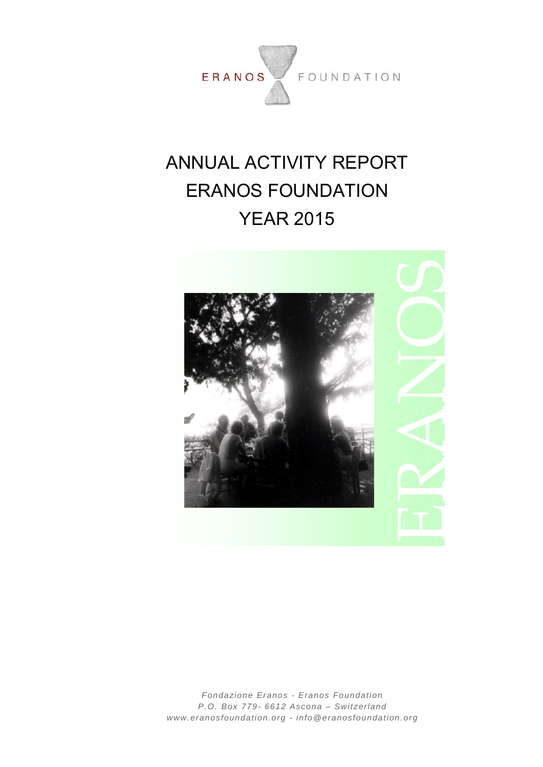ERANOS FOUNDATION

# ANNUAL ACTIVITY REPORT
# ERANOS FOUNDATION
# YEAR 2015

*Fondazione Eranos - Eranos Foundation*
*P.O. Box 779- 6612 Ascona – Switzerland*
*www.eranosfoundation.org - info@eranosfoundation.org*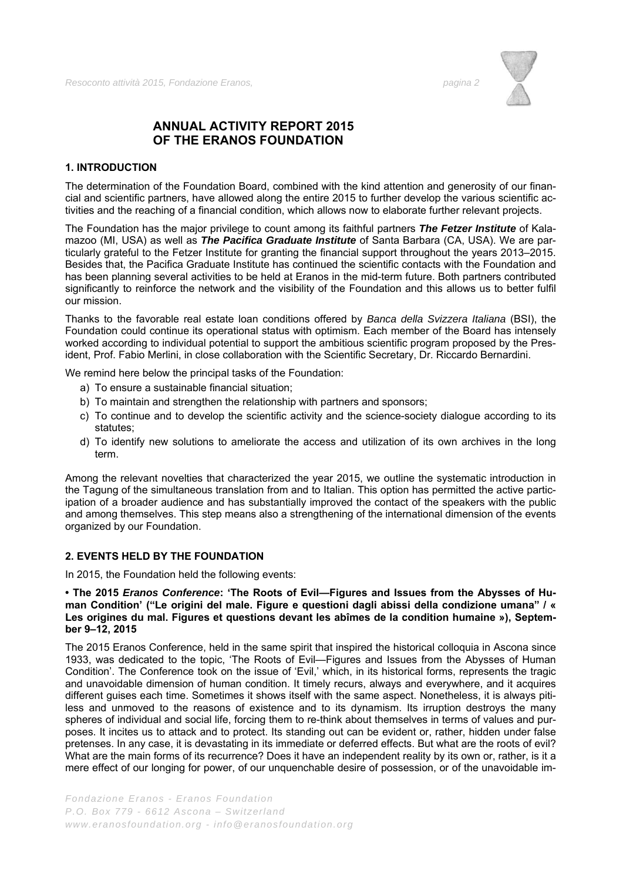# ANNUAL ACTIVITY REPORT 2015 OF THE ERANOS FOUNDATION

## 1. INTRODUCTION

The determination of the Foundation Board, combined with the kind attention and generosity of our financial and scientific partners, have allowed along the entire 2015 to further develop the various scientific activities and the reaching of a financial condition, which allows now to elaborate further relevant projects.

The Foundation has the major privilege to count among its faithful partners ***The Fetzer Institute*** of Kalamazoo (MI, USA) as well as ***The Pacifica Graduate Institute*** of Santa Barbara (CA, USA). We are particularly grateful to the Fetzer Institute for granting the financial support throughout the years 2013–2015. Besides that, the Pacifica Graduate Institute has continued the scientific contacts with the Foundation and has been planning several activities to be held at Eranos in the mid-term future. Both partners contributed significantly to reinforce the network and the visibility of the Foundation and this allows us to better fulfil our mission.

Thanks to the favorable real estate loan conditions offered by *Banca della Svizzera Italiana* (BSI), the Foundation could continue its operational status with optimism. Each member of the Board has intensely worked according to individual potential to support the ambitious scientific program proposed by the President, Prof. Fabio Merlini, in close collaboration with the Scientific Secretary, Dr. Riccardo Bernardini.

We remind here below the principal tasks of the Foundation:

a) To ensure a sustainable financial situation;
b) To maintain and strengthen the relationship with partners and sponsors;
c) To continue and to develop the scientific activity and the science-society dialogue according to its statutes;
d) To identify new solutions to ameliorate the access and utilization of its own archives in the long term.

Among the relevant novelties that characterized the year 2015, we outline the systematic introduction in the Tagung of the simultaneous translation from and to Italian. This option has permitted the active participation of a broader audience and has substantially improved the contact of the speakers with the public and among themselves. This step means also a strengthening of the international dimension of the events organized by our Foundation.

## 2. EVENTS HELD BY THE FOUNDATION

In 2015, the Foundation held the following events:

**• The 2015 *Eranos Conference*: 'The Roots of Evil—Figures and Issues from the Abysses of Human Condition' ("Le origini del male. Figure e questioni dagli abissi della condizione umana" / « Les origines du mal. Figures et questions devant les abîmes de la condition humaine »), September 9–12, 2015**

The 2015 Eranos Conference, held in the same spirit that inspired the historical colloquia in Ascona since 1933, was dedicated to the topic, 'The Roots of Evil—Figures and Issues from the Abysses of Human Condition'. The Conference took on the issue of 'Evil,' which, in its historical forms, represents the tragic and unavoidable dimension of human condition. It timely recurs, always and everywhere, and it acquires different guises each time. Sometimes it shows itself with the same aspect. Nonetheless, it is always pitiless and unmoved to the reasons of existence and to its dynamism. Its irruption destroys the many spheres of individual and social life, forcing them to re-think about themselves in terms of values and purposes. It incites us to attack and to protect. Its standing out can be evident or, rather, hidden under false pretenses. In any case, it is devastating in its immediate or deferred effects. But what are the roots of evil? What are the main forms of its recurrence? Does it have an independent reality by its own or, rather, is it a mere effect of our longing for power, of our unquenchable desire of possession, or of the unavoidable im-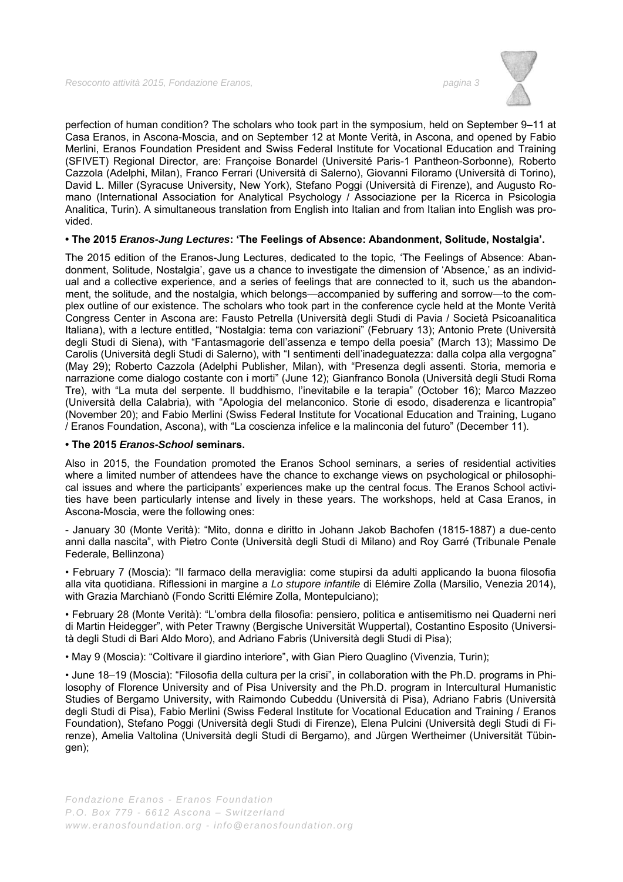perfection of human condition? The scholars who took part in the symposium, held on September 9–11 at Casa Eranos, in Ascona-Moscia, and on September 12 at Monte Verità, in Ascona, and opened by Fabio Merlini, Eranos Foundation President and Swiss Federal Institute for Vocational Education and Training (SFIVET) Regional Director, are: Françoise Bonardel (Université Paris-1 Pantheon-Sorbonne), Roberto Cazzola (Adelphi, Milan), Franco Ferrari (Università di Salerno), Giovanni Filoramo (Università di Torino), David L. Miller (Syracuse University, New York), Stefano Poggi (Università di Firenze), and Augusto Romano (International Association for Analytical Psychology / Associazione per la Ricerca in Psicologia Analitica, Turin). A simultaneous translation from English into Italian and from Italian into English was provided.

**• The 2015 *Eranos-Jung Lectures*: 'The Feelings of Absence: Abandonment, Solitude, Nostalgia'.**

The 2015 edition of the Eranos-Jung Lectures, dedicated to the topic, 'The Feelings of Absence: Abandonment, Solitude, Nostalgia', gave us a chance to investigate the dimension of 'Absence,' as an individual and a collective experience, and a series of feelings that are connected to it, such us the abandonment, the solitude, and the nostalgia, which belongs—accompanied by suffering and sorrow—to the complex outline of our existence. The scholars who took part in the conference cycle held at the Monte Verità Congress Center in Ascona are: Fausto Petrella (Università degli Studi di Pavia / Società Psicoanalitica Italiana), with a lecture entitled, "Nostalgia: tema con variazioni" (February 13); Antonio Prete (Università degli Studi di Siena), with "Fantasmagorie dell'assenza e tempo della poesia" (March 13); Massimo De Carolis (Università degli Studi di Salerno), with "I sentimenti dell'inadeguatezza: dalla colpa alla vergogna" (May 29); Roberto Cazzola (Adelphi Publisher, Milan), with "Presenza degli assenti. Storia, memoria e narrazione come dialogo costante con i morti" (June 12); Gianfranco Bonola (Università degli Studi Roma Tre), with "La muta del serpente. Il buddhismo, l'inevitabile e la terapia" (October 16); Marco Mazzeo (Università della Calabria), with "Apologia del melanconico. Storie di esodo, disaderenza e licantropia" (November 20); and Fabio Merlini (Swiss Federal Institute for Vocational Education and Training, Lugano / Eranos Foundation, Ascona), with "La coscienza infelice e la malinconia del futuro" (December 11).

**• The 2015 *Eranos-School* seminars.**

Also in 2015, the Foundation promoted the Eranos School seminars, a series of residential activities where a limited number of attendees have the chance to exchange views on psychological or philosophical issues and where the participants' experiences make up the central focus. The Eranos School activities have been particularly intense and lively in these years. The workshops, held at Casa Eranos, in Ascona-Moscia, were the following ones:

- January 30 (Monte Verità): "Mito, donna e diritto in Johann Jakob Bachofen (1815-1887) a due-cento anni dalla nascita", with Pietro Conte (Università degli Studi di Milano) and Roy Garré (Tribunale Penale Federale, Bellinzona)

• February 7 (Moscia): "Il farmaco della meraviglia: come stupirsi da adulti applicando la buona filosofia alla vita quotidiana. Riflessioni in margine a *Lo stupore infantile* di Elémire Zolla (Marsilio, Venezia 2014), with Grazia Marchianò (Fondo Scritti Elémire Zolla, Montepulciano);

• February 28 (Monte Verità): "L'ombra della filosofia: pensiero, politica e antisemitismo nei Quaderni neri di Martin Heidegger", with Peter Trawny (Bergische Universität Wuppertal), Costantino Esposito (Università degli Studi di Bari Aldo Moro), and Adriano Fabris (Università degli Studi di Pisa);

• May 9 (Moscia): "Coltivare il giardino interiore", with Gian Piero Quaglino (Vivenzia, Turin);

• June 18–19 (Moscia): "Filosofia della cultura per la crisi", in collaboration with the Ph.D. programs in Philosophy of Florence University and of Pisa University and the Ph.D. program in Intercultural Humanistic Studies of Bergamo University, with Raimondo Cubeddu (Università di Pisa), Adriano Fabris (Università degli Studi di Pisa), Fabio Merlini (Swiss Federal Institute for Vocational Education and Training / Eranos Foundation), Stefano Poggi (Università degli Studi di Firenze), Elena Pulcini (Università degli Studi di Firenze), Amelia Valtolina (Università degli Studi di Bergamo), and Jürgen Wertheimer (Universität Tübingen);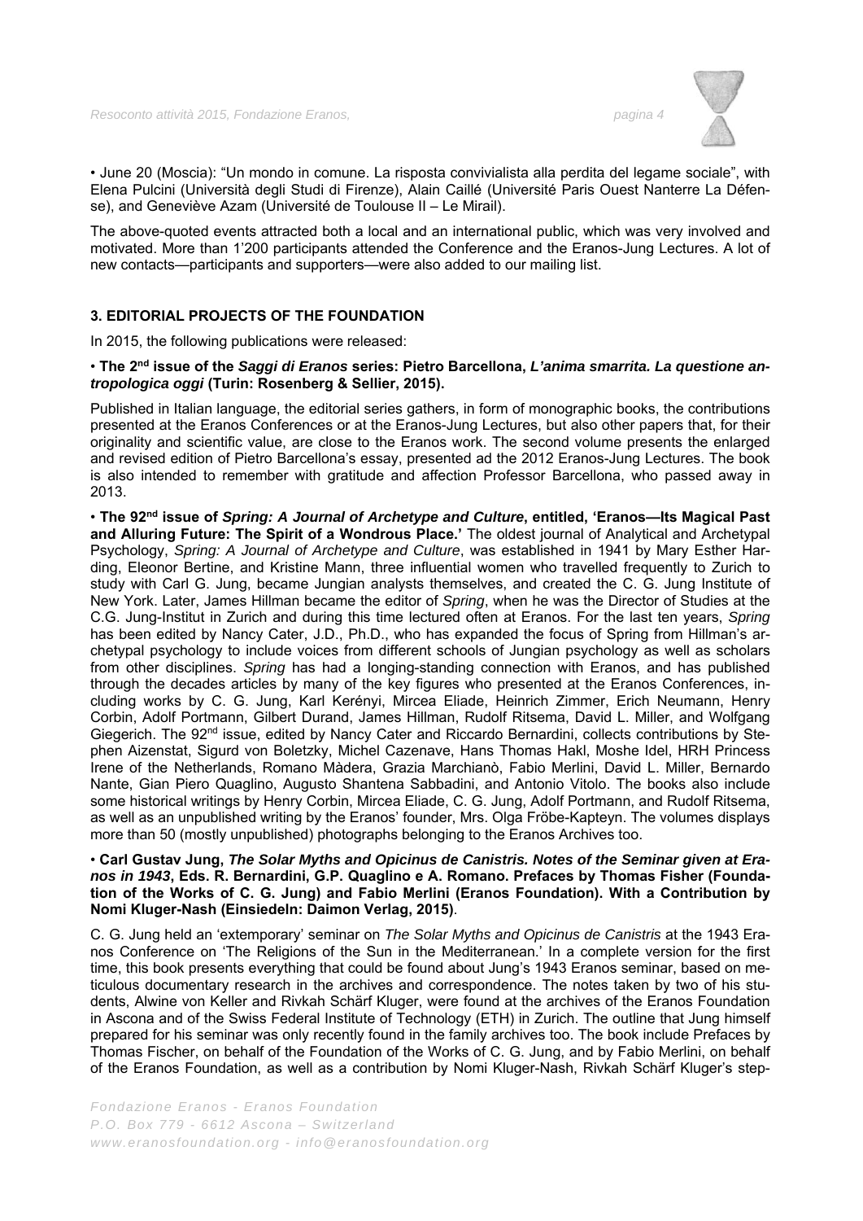• June 20 (Moscia): "Un mondo in comune. La risposta convivialista alla perdita del legame sociale", with Elena Pulcini (Università degli Studi di Firenze), Alain Caillé (Université Paris Ouest Nanterre La Défense), and Geneviève Azam (Université de Toulouse II – Le Mirail).

The above-quoted events attracted both a local and an international public, which was very involved and motivated. More than 1'200 participants attended the Conference and the Eranos-Jung Lectures. A lot of new contacts—participants and supporters—were also added to our mailing list.

### 3. EDITORIAL PROJECTS OF THE FOUNDATION

In 2015, the following publications were released:

• **The 2nd issue of the *Saggi di Eranos* series: Pietro Barcellona, *L'anima smarrita. La questione antropologica oggi* (Turin: Rosenberg & Sellier, 2015).**

Published in Italian language, the editorial series gathers, in form of monographic books, the contributions presented at the Eranos Conferences or at the Eranos-Jung Lectures, but also other papers that, for their originality and scientific value, are close to the Eranos work. The second volume presents the enlarged and revised edition of Pietro Barcellona's essay, presented ad the 2012 Eranos-Jung Lectures. The book is also intended to remember with gratitude and affection Professor Barcellona, who passed away in 2013.

• **The 92nd issue of *Spring: A Journal of Archetype and Culture*, entitled, 'Eranos—Its Magical Past and Alluring Future: The Spirit of a Wondrous Place.'** The oldest journal of Analytical and Archetypal Psychology, *Spring: A Journal of Archetype and Culture*, was established in 1941 by Mary Esther Harding, Eleonor Bertine, and Kristine Mann, three influential women who travelled frequently to Zurich to study with Carl G. Jung, became Jungian analysts themselves, and created the C. G. Jung Institute of New York. Later, James Hillman became the editor of *Spring*, when he was the Director of Studies at the C.G. Jung-Institut in Zurich and during this time lectured often at Eranos. For the last ten years, *Spring* has been edited by Nancy Cater, J.D., Ph.D., who has expanded the focus of Spring from Hillman's archetypal psychology to include voices from different schools of Jungian psychology as well as scholars from other disciplines. *Spring* has had a longing-standing connection with Eranos, and has published through the decades articles by many of the key figures who presented at the Eranos Conferences, including works by C. G. Jung, Karl Kerényi, Mircea Eliade, Heinrich Zimmer, Erich Neumann, Henry Corbin, Adolf Portmann, Gilbert Durand, James Hillman, Rudolf Ritsema, David L. Miller, and Wolfgang Giegerich. The 92nd issue, edited by Nancy Cater and Riccardo Bernardini, collects contributions by Stephen Aizenstat, Sigurd von Boletzky, Michel Cazenave, Hans Thomas Hakl, Moshe Idel, HRH Princess Irene of the Netherlands, Romano Màdera, Grazia Marchianò, Fabio Merlini, David L. Miller, Bernardo Nante, Gian Piero Quaglino, Augusto Shantena Sabbadini, and Antonio Vitolo. The books also include some historical writings by Henry Corbin, Mircea Eliade, C. G. Jung, Adolf Portmann, and Rudolf Ritsema, as well as an unpublished writing by the Eranos' founder, Mrs. Olga Fröbe-Kapteyn. The volumes displays more than 50 (mostly unpublished) photographs belonging to the Eranos Archives too.

• **Carl Gustav Jung, *The Solar Myths and Opicinus de Canistris. Notes of the Seminar given at Eranos in 1943*, Eds. R. Bernardini, G.P. Quaglino e A. Romano. Prefaces by Thomas Fisher (Foundation of the Works of C. G. Jung) and Fabio Merlini (Eranos Foundation). With a Contribution by Nomi Kluger-Nash (Einsiedeln: Daimon Verlag, 2015)**.

C. G. Jung held an 'extemporary' seminar on *The Solar Myths and Opicinus de Canistris* at the 1943 Eranos Conference on 'The Religions of the Sun in the Mediterranean.' In a complete version for the first time, this book presents everything that could be found about Jung's 1943 Eranos seminar, based on meticulous documentary research in the archives and correspondence. The notes taken by two of his students, Alwine von Keller and Rivkah Schärf Kluger, were found at the archives of the Eranos Foundation in Ascona and of the Swiss Federal Institute of Technology (ETH) in Zurich. The outline that Jung himself prepared for his seminar was only recently found in the family archives too. The book include Prefaces by Thomas Fischer, on behalf of the Foundation of the Works of C. G. Jung, and by Fabio Merlini, on behalf of the Eranos Foundation, as well as a contribution by Nomi Kluger-Nash, Rivkah Schärf Kluger's step-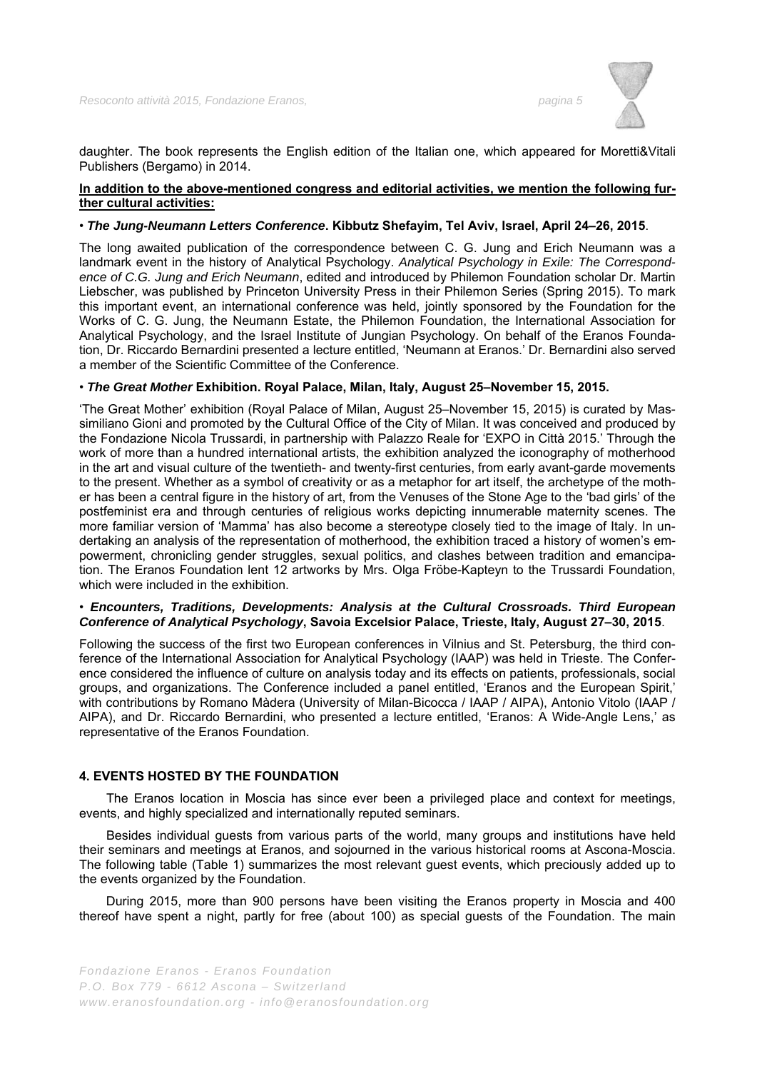daughter. The book represents the English edition of the Italian one, which appeared for Moretti&Vitali Publishers (Bergamo) in 2014.

**In addition to the above-mentioned congress and editorial activities, we mention the following further cultural activities:**

• ***The Jung-Neumann Letters Conference*. Kibbutz Shefayim, Tel Aviv, Israel, April 24–26, 2015**.

The long awaited publication of the correspondence between C. G. Jung and Erich Neumann was a landmark event in the history of Analytical Psychology. *Analytical Psychology in Exile: The Correspondence of C.G. Jung and Erich Neumann*, edited and introduced by Philemon Foundation scholar Dr. Martin Liebscher, was published by Princeton University Press in their Philemon Series (Spring 2015). To mark this important event, an international conference was held, jointly sponsored by the Foundation for the Works of C. G. Jung, the Neumann Estate, the Philemon Foundation, the International Association for Analytical Psychology, and the Israel Institute of Jungian Psychology. On behalf of the Eranos Foundation, Dr. Riccardo Bernardini presented a lecture entitled, 'Neumann at Eranos.' Dr. Bernardini also served a member of the Scientific Committee of the Conference.

• ***The Great Mother* Exhibition. Royal Palace, Milan, Italy, August 25–November 15, 2015.**

'The Great Mother' exhibition (Royal Palace of Milan, August 25–November 15, 2015) is curated by Massimiliano Gioni and promoted by the Cultural Office of the City of Milan. It was conceived and produced by the Fondazione Nicola Trussardi, in partnership with Palazzo Reale for 'EXPO in Città 2015.' Through the work of more than a hundred international artists, the exhibition analyzed the iconography of motherhood in the art and visual culture of the twentieth- and twenty-first centuries, from early avant-garde movements to the present. Whether as a symbol of creativity or as a metaphor for art itself, the archetype of the mother has been a central figure in the history of art, from the Venuses of the Stone Age to the 'bad girls' of the postfeminist era and through centuries of religious works depicting innumerable maternity scenes. The more familiar version of 'Mamma' has also become a stereotype closely tied to the image of Italy. In undertaking an analysis of the representation of motherhood, the exhibition traced a history of women's empowerment, chronicling gender struggles, sexual politics, and clashes between tradition and emancipation. The Eranos Foundation lent 12 artworks by Mrs. Olga Fröbe-Kapteyn to the Trussardi Foundation, which were included in the exhibition.

• ***Encounters, Traditions, Developments: Analysis at the Cultural Crossroads. Third European Conference of Analytical Psychology*, Savoia Excelsior Palace, Trieste, Italy, August 27–30, 2015**.

Following the success of the first two European conferences in Vilnius and St. Petersburg, the third conference of the International Association for Analytical Psychology (IAAP) was held in Trieste. The Conference considered the influence of culture on analysis today and its effects on patients, professionals, social groups, and organizations. The Conference included a panel entitled, 'Eranos and the European Spirit,' with contributions by Romano Màdera (University of Milan-Bicocca / IAAP / AIPA), Antonio Vitolo (IAAP / AIPA), and Dr. Riccardo Bernardini, who presented a lecture entitled, 'Eranos: A Wide-Angle Lens,' as representative of the Eranos Foundation.

## 4. EVENTS HOSTED BY THE FOUNDATION

The Eranos location in Moscia has since ever been a privileged place and context for meetings, events, and highly specialized and internationally reputed seminars.

Besides individual guests from various parts of the world, many groups and institutions have held their seminars and meetings at Eranos, and sojourned in the various historical rooms at Ascona-Moscia. The following table (Table 1) summarizes the most relevant guest events, which preciously added up to the events organized by the Foundation.

During 2015, more than 900 persons have been visiting the Eranos property in Moscia and 400 thereof have spent a night, partly for free (about 100) as special guests of the Foundation. The main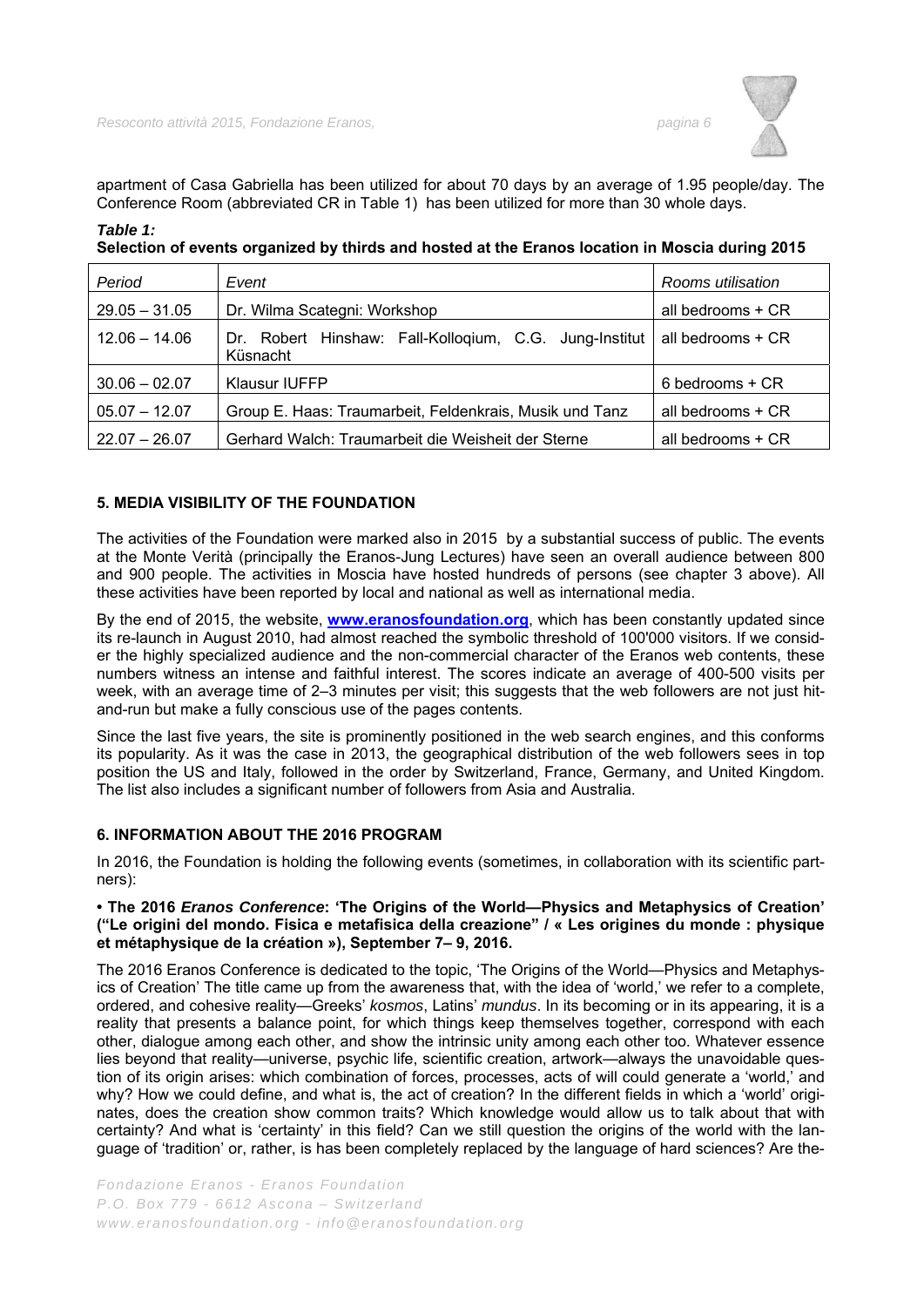apartment of Casa Gabriella has been utilized for about 70 days by an average of 1.95 people/day. The Conference Room (abbreviated CR in Table 1) has been utilized for more than 30 whole days.

***Table 1:***
**Selection of events organized by thirds and hosted at the Eranos location in Moscia during 2015**

| *Period* | *Event* | *Rooms utilisation* |
|---|---|---|
| 29.05 – 31.05 | Dr. Wilma Scategni: Workshop | all bedrooms + CR |
| 12.06 – 14.06 | Dr. Robert Hinshaw: Fall-Kolloqium, C.G. Jung-Institut Küsnacht | all bedrooms + CR |
| 30.06 – 02.07 | Klausur IUFFP | 6 bedrooms + CR |
| 05.07 – 12.07 | Group E. Haas: Traumarbeit, Feldenkrais, Musik und Tanz | all bedrooms + CR |
| 22.07 – 26.07 | Gerhard Walch: Traumarbeit die Weisheit der Sterne | all bedrooms + CR |

## 5. MEDIA VISIBILITY OF THE FOUNDATION

The activities of the Foundation were marked also in 2015 by a substantial success of public. The events at the Monte Verità (principally the Eranos-Jung Lectures) have seen an overall audience between 800 and 900 people. The activities in Moscia have hosted hundreds of persons (see chapter 3 above). All these activities have been reported by local and national as well as international media.

By the end of 2015, the website, **www.eranosfoundation.org**, which has been constantly updated since its re-launch in August 2010, had almost reached the symbolic threshold of 100'000 visitors. If we consider the highly specialized audience and the non-commercial character of the Eranos web contents, these numbers witness an intense and faithful interest. The scores indicate an average of 400-500 visits per week, with an average time of 2–3 minutes per visit; this suggests that the web followers are not just hit-and-run but make a fully conscious use of the pages contents.

Since the last five years, the site is prominently positioned in the web search engines, and this conforms its popularity. As it was the case in 2013, the geographical distribution of the web followers sees in top position the US and Italy, followed in the order by Switzerland, France, Germany, and United Kingdom. The list also includes a significant number of followers from Asia and Australia.

## 6. INFORMATION ABOUT THE 2016 PROGRAM

In 2016, the Foundation is holding the following events (sometimes, in collaboration with its scientific partners):

**• The 2016 *Eranos Conference*: 'The Origins of the World—Physics and Metaphysics of Creation' ("Le origini del mondo. Fisica e metafisica della creazione" / « Les origines du monde : physique et métaphysique de la création »), September 7– 9, 2016.**

The 2016 Eranos Conference is dedicated to the topic, 'The Origins of the World—Physics and Metaphysics of Creation' The title came up from the awareness that, with the idea of 'world,' we refer to a complete, ordered, and cohesive reality—Greeks' *kosmos*, Latins' *mundus*. In its becoming or in its appearing, it is a reality that presents a balance point, for which things keep themselves together, correspond with each other, dialogue among each other, and show the intrinsic unity among each other too. Whatever essence lies beyond that reality—universe, psychic life, scientific creation, artwork—always the unavoidable question of its origin arises: which combination of forces, processes, acts of will could generate a 'world,' and why? How we could define, and what is, the act of creation? In the different fields in which a 'world' originates, does the creation show common traits? Which knowledge would allow us to talk about that with certainty? And what is 'certainty' in this field? Can we still question the origins of the world with the language of 'tradition' or, rather, is has been completely replaced by the language of hard sciences? Are the-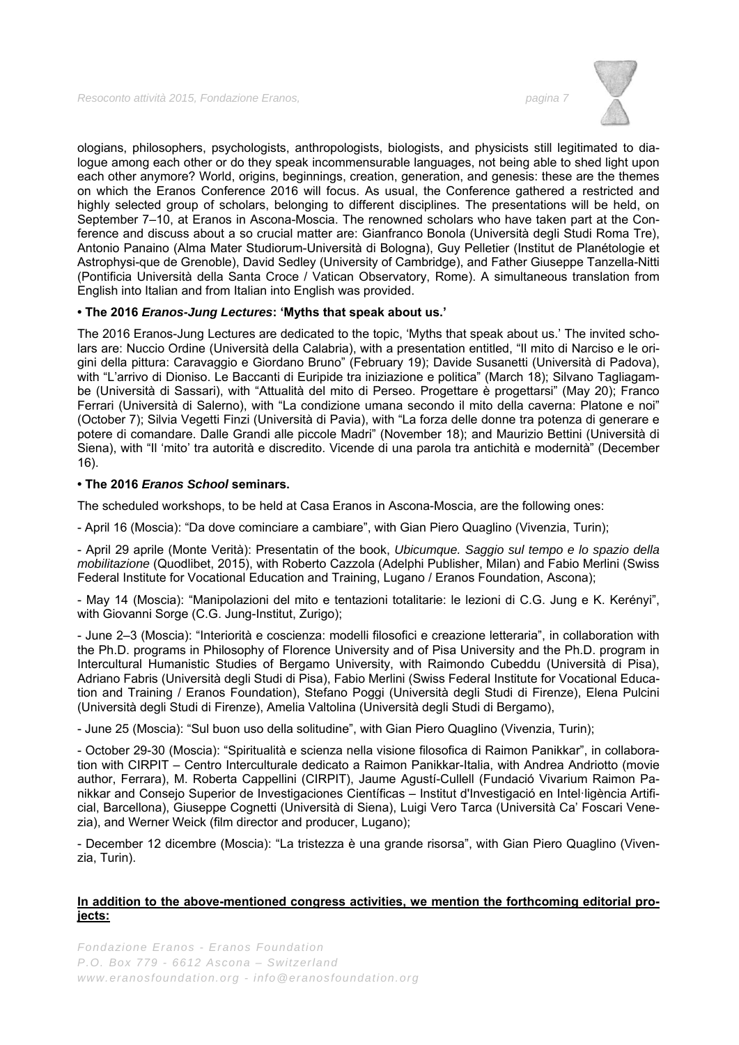ologians, philosophers, psychologists, anthropologists, biologists, and physicists still legitimated to dialogue among each other or do they speak incommensurable languages, not being able to shed light upon each other anymore? World, origins, beginnings, creation, generation, and genesis: these are the themes on which the Eranos Conference 2016 will focus. As usual, the Conference gathered a restricted and highly selected group of scholars, belonging to different disciplines. The presentations will be held, on September 7–10, at Eranos in Ascona-Moscia. The renowned scholars who have taken part at the Conference and discuss about a so crucial matter are: Gianfranco Bonola (Università degli Studi Roma Tre), Antonio Panaino (Alma Mater Studiorum-Università di Bologna), Guy Pelletier (Institut de Planétologie et Astrophysi-que de Grenoble), David Sedley (University of Cambridge), and Father Giuseppe Tanzella-Nitti (Pontificia Università della Santa Croce / Vatican Observatory, Rome). A simultaneous translation from English into Italian and from Italian into English was provided.

**• The 2016 *Eranos-Jung Lectures*: 'Myths that speak about us.'**

The 2016 Eranos-Jung Lectures are dedicated to the topic, 'Myths that speak about us.' The invited scholars are: Nuccio Ordine (Università della Calabria), with a presentation entitled, "Il mito di Narciso e le origini della pittura: Caravaggio e Giordano Bruno" (February 19); Davide Susanetti (Università di Padova), with "L'arrivo di Dioniso. Le Baccanti di Euripide tra iniziazione e politica" (March 18); Silvano Tagliagambe (Università di Sassari), with "Attualità del mito di Perseo. Progettare è progettarsi" (May 20); Franco Ferrari (Università di Salerno), with "La condizione umana secondo il mito della caverna: Platone e noi" (October 7); Silvia Vegetti Finzi (Università di Pavia), with "La forza delle donne tra potenza di generare e potere di comandare. Dalle Grandi alle piccole Madri" (November 18); and Maurizio Bettini (Università di Siena), with "Il 'mito' tra autorità e discredito. Vicende di una parola tra antichità e modernità" (December 16).

**• The 2016 *Eranos School* seminars.**

The scheduled workshops, to be held at Casa Eranos in Ascona-Moscia, are the following ones:

- April 16 (Moscia): "Da dove cominciare a cambiare", with Gian Piero Quaglino (Vivenzia, Turin);

- April 29 aprile (Monte Verità): Presentatin of the book, *Ubicumque. Saggio sul tempo e lo spazio della mobilitazione* (Quodlibet, 2015), with Roberto Cazzola (Adelphi Publisher, Milan) and Fabio Merlini (Swiss Federal Institute for Vocational Education and Training, Lugano / Eranos Foundation, Ascona);

- May 14 (Moscia): "Manipolazioni del mito e tentazioni totalitarie: le lezioni di C.G. Jung e K. Kerényi", with Giovanni Sorge (C.G. Jung-Institut, Zurigo);

- June 2–3 (Moscia): "Interiorità e coscienza: modelli filosofici e creazione letteraria", in collaboration with the Ph.D. programs in Philosophy of Florence University and of Pisa University and the Ph.D. program in Intercultural Humanistic Studies of Bergamo University, with Raimondo Cubeddu (Università di Pisa), Adriano Fabris (Università degli Studi di Pisa), Fabio Merlini (Swiss Federal Institute for Vocational Education and Training / Eranos Foundation), Stefano Poggi (Università degli Studi di Firenze), Elena Pulcini (Università degli Studi di Firenze), Amelia Valtolina (Università degli Studi di Bergamo),

- June 25 (Moscia): "Sul buon uso della solitudine", with Gian Piero Quaglino (Vivenzia, Turin);

- October 29-30 (Moscia): "Spiritualità e scienza nella visione filosofica di Raimon Panikkar", in collaboration with CIRPIT – Centro Interculturale dedicato a Raimon Panikkar-Italia, with Andrea Andriotto (movie author, Ferrara), M. Roberta Cappellini (CIRPIT), Jaume Agustí-Cullell (Fundació Vivarium Raimon Panikkar and Consejo Superior de Investigaciones Científicas – Institut d'Investigació en Intel·ligència Artificial, Barcellona), Giuseppe Cognetti (Università di Siena), Luigi Vero Tarca (Università Ca' Foscari Venezia), and Werner Weick (film director and producer, Lugano);

- December 12 dicembre (Moscia): "La tristezza è una grande risorsa", with Gian Piero Quaglino (Vivenzia, Turin).

**In addition to the above-mentioned congress activities, we mention the forthcoming editorial projects:**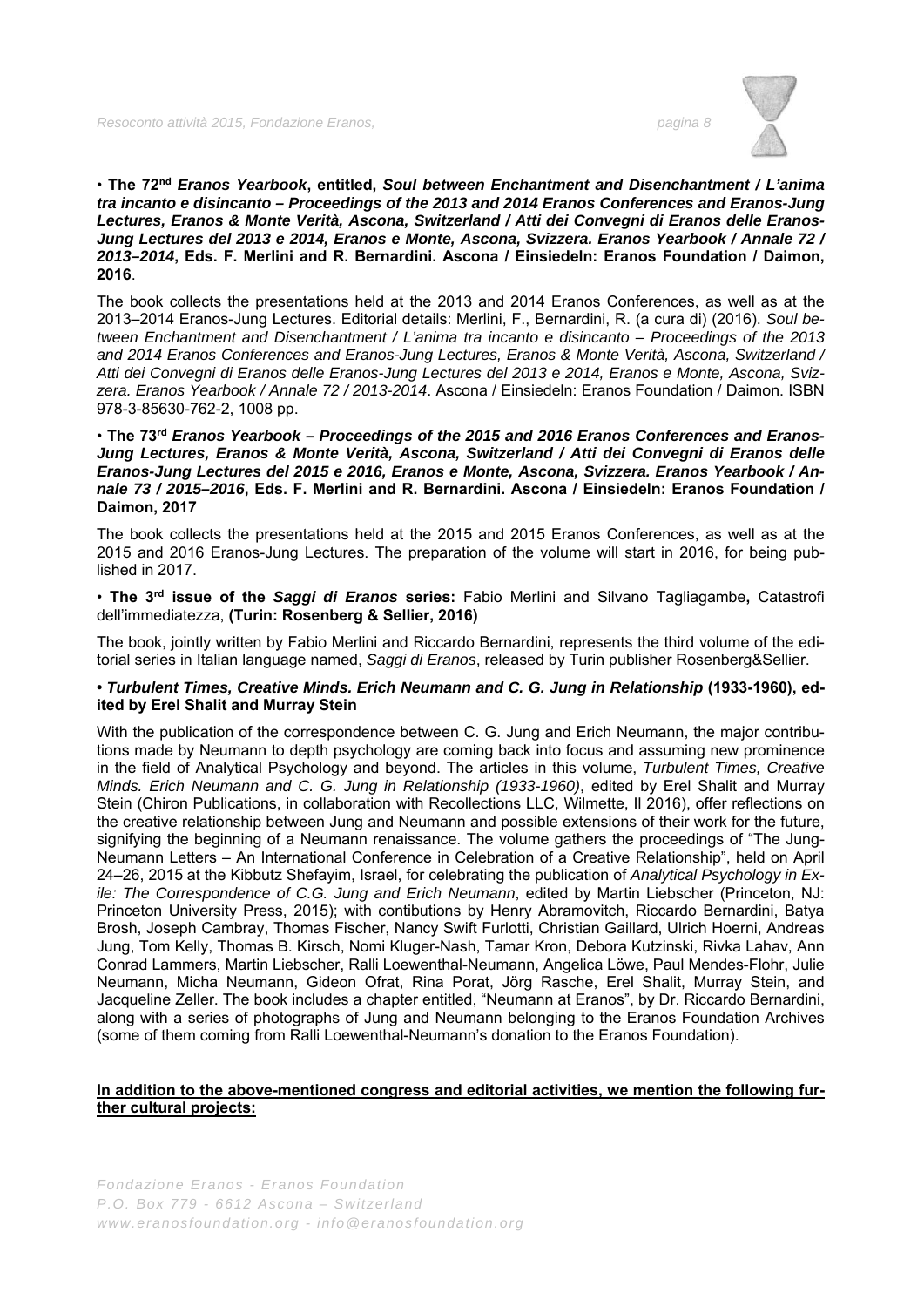• **The 72nd *Eranos Yearbook*, entitled, *Soul between Enchantment and Disenchantment / L'anima tra incanto e disincanto – Proceedings of the 2013 and 2014 Eranos Conferences and Eranos-Jung Lectures, Eranos & Monte Verità, Ascona, Switzerland / Atti dei Convegni di Eranos delle Eranos-Jung Lectures del 2013 e 2014, Eranos e Monte, Ascona, Svizzera. Eranos Yearbook / Annale 72 / 2013–2014*, Eds. F. Merlini and R. Bernardini. Ascona / Einsiedeln: Eranos Foundation / Daimon, 2016**.

The book collects the presentations held at the 2013 and 2014 Eranos Conferences, as well as at the 2013–2014 Eranos-Jung Lectures. Editorial details: Merlini, F., Bernardini, R. (a cura di) (2016). *Soul between Enchantment and Disenchantment / L'anima tra incanto e disincanto – Proceedings of the 2013 and 2014 Eranos Conferences and Eranos-Jung Lectures, Eranos & Monte Verità, Ascona, Switzerland / Atti dei Convegni di Eranos delle Eranos-Jung Lectures del 2013 e 2014, Eranos e Monte, Ascona, Svizzera. Eranos Yearbook / Annale 72 / 2013-2014*. Ascona / Einsiedeln: Eranos Foundation / Daimon. ISBN 978-3-85630-762-2, 1008 pp.

• **The 73rd *Eranos Yearbook – Proceedings of the 2015 and 2016 Eranos Conferences and Eranos-Jung Lectures, Eranos & Monte Verità, Ascona, Switzerland / Atti dei Convegni di Eranos delle Eranos-Jung Lectures del 2015 e 2016, Eranos e Monte, Ascona, Svizzera. Eranos Yearbook / Annale 73 / 2015–2016*, Eds. F. Merlini and R. Bernardini. Ascona / Einsiedeln: Eranos Foundation / Daimon, 2017**

The book collects the presentations held at the 2015 and 2015 Eranos Conferences, as well as at the 2015 and 2016 Eranos-Jung Lectures. The preparation of the volume will start in 2016, for being published in 2017.

• **The 3rd issue of the *Saggi di Eranos* series:** Fabio Merlini and Silvano Tagliagambe**,** Catastrofi dell'immediatezza, **(Turin: Rosenberg & Sellier, 2016)**

The book, jointly written by Fabio Merlini and Riccardo Bernardini, represents the third volume of the editorial series in Italian language named, *Saggi di Eranos*, released by Turin publisher Rosenberg&Sellier.

**• *Turbulent Times, Creative Minds. Erich Neumann and C. G. Jung in Relationship* (1933-1960), edited by Erel Shalit and Murray Stein**

With the publication of the correspondence between C. G. Jung and Erich Neumann, the major contributions made by Neumann to depth psychology are coming back into focus and assuming new prominence in the field of Analytical Psychology and beyond. The articles in this volume, *Turbulent Times, Creative Minds. Erich Neumann and C. G. Jung in Relationship (1933-1960)*, edited by Erel Shalit and Murray Stein (Chiron Publications, in collaboration with Recollections LLC, Wilmette, Il 2016), offer reflections on the creative relationship between Jung and Neumann and possible extensions of their work for the future, signifying the beginning of a Neumann renaissance. The volume gathers the proceedings of "The Jung-Neumann Letters – An International Conference in Celebration of a Creative Relationship", held on April 24–26, 2015 at the Kibbutz Shefayim, Israel, for celebrating the publication of *Analytical Psychology in Exile: The Correspondence of C.G. Jung and Erich Neumann*, edited by Martin Liebscher (Princeton, NJ: Princeton University Press, 2015); with contibutions by Henry Abramovitch, Riccardo Bernardini, Batya Brosh, Joseph Cambray, Thomas Fischer, Nancy Swift Furlotti, Christian Gaillard, Ulrich Hoerni, Andreas Jung, Tom Kelly, Thomas B. Kirsch, Nomi Kluger-Nash, Tamar Kron, Debora Kutzinski, Rivka Lahav, Ann Conrad Lammers, Martin Liebscher, Ralli Loewenthal-Neumann, Angelica Löwe, Paul Mendes-Flohr, Julie Neumann, Micha Neumann, Gideon Ofrat, Rina Porat, Jörg Rasche, Erel Shalit, Murray Stein, and Jacqueline Zeller. The book includes a chapter entitled, "Neumann at Eranos", by Dr. Riccardo Bernardini, along with a series of photographs of Jung and Neumann belonging to the Eranos Foundation Archives (some of them coming from Ralli Loewenthal-Neumann's donation to the Eranos Foundation).

**In addition to the above-mentioned congress and editorial activities, we mention the following further cultural projects:**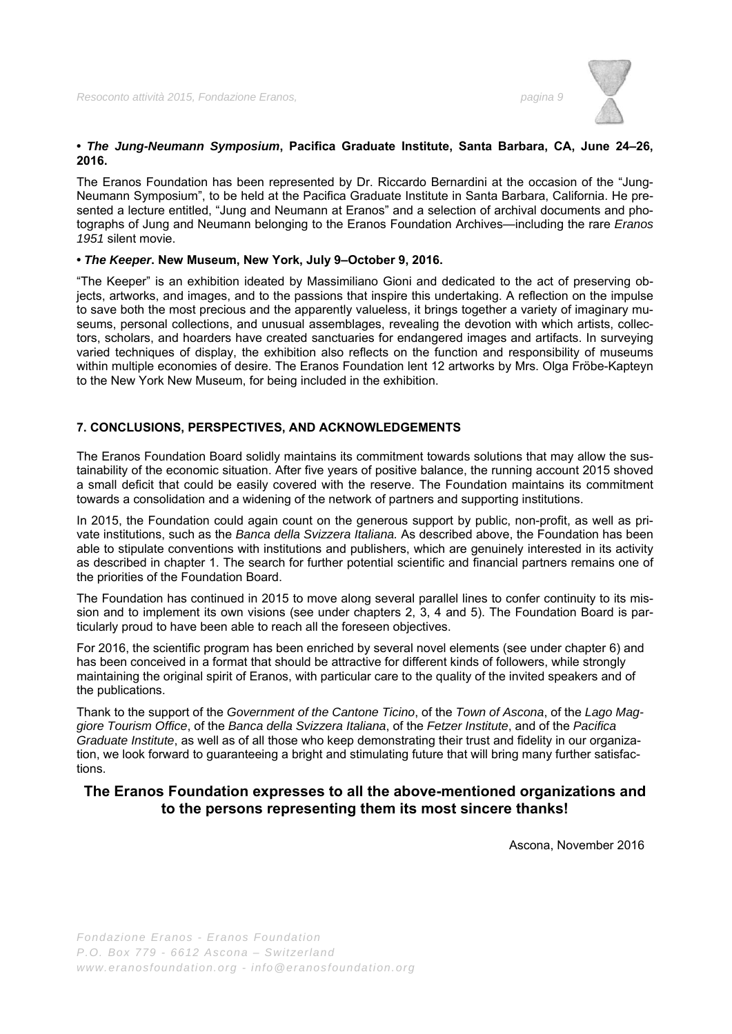**• *The Jung-Neumann Symposium*, Pacifica Graduate Institute, Santa Barbara, CA, June 24–26, 2016.**

The Eranos Foundation has been represented by Dr. Riccardo Bernardini at the occasion of the "Jung-Neumann Symposium", to be held at the Pacifica Graduate Institute in Santa Barbara, California. He presented a lecture entitled, "Jung and Neumann at Eranos" and a selection of archival documents and photographs of Jung and Neumann belonging to the Eranos Foundation Archives—including the rare *Eranos 1951* silent movie.

**• *The Keeper*. New Museum, New York, July 9–October 9, 2016.**

"The Keeper" is an exhibition ideated by Massimiliano Gioni and dedicated to the act of preserving objects, artworks, and images, and to the passions that inspire this undertaking. A reflection on the impulse to save both the most precious and the apparently valueless, it brings together a variety of imaginary museums, personal collections, and unusual assemblages, revealing the devotion with which artists, collectors, scholars, and hoarders have created sanctuaries for endangered images and artifacts. In surveying varied techniques of display, the exhibition also reflects on the function and responsibility of museums within multiple economies of desire. The Eranos Foundation lent 12 artworks by Mrs. Olga Fröbe-Kapteyn to the New York New Museum, for being included in the exhibition.

## 7. CONCLUSIONS, PERSPECTIVES, AND ACKNOWLEDGEMENTS

The Eranos Foundation Board solidly maintains its commitment towards solutions that may allow the sustainability of the economic situation. After five years of positive balance, the running account 2015 shoved a small deficit that could be easily covered with the reserve. The Foundation maintains its commitment towards a consolidation and a widening of the network of partners and supporting institutions.

In 2015, the Foundation could again count on the generous support by public, non-profit, as well as private institutions, such as the *Banca della Svizzera Italiana.* As described above, the Foundation has been able to stipulate conventions with institutions and publishers, which are genuinely interested in its activity as described in chapter 1. The search for further potential scientific and financial partners remains one of the priorities of the Foundation Board.

The Foundation has continued in 2015 to move along several parallel lines to confer continuity to its mission and to implement its own visions (see under chapters 2, 3, 4 and 5). The Foundation Board is particularly proud to have been able to reach all the foreseen objectives.

For 2016, the scientific program has been enriched by several novel elements (see under chapter 6) and has been conceived in a format that should be attractive for different kinds of followers, while strongly maintaining the original spirit of Eranos, with particular care to the quality of the invited speakers and of the publications.

Thank to the support of the *Government of the Cantone Ticino*, of the *Town of Ascona*, of the *Lago Maggiore Tourism Office*, of the *Banca della Svizzera Italiana*, of the *Fetzer Institute*, and of the *Pacifica Graduate Institute*, as well as of all those who keep demonstrating their trust and fidelity in our organization, we look forward to guaranteeing a bright and stimulating future that will bring many further satisfactions.

**The Eranos Foundation expresses to all the above-mentioned organizations and to the persons representing them its most sincere thanks!**

Ascona, November 2016

*Fondazione Eranos - Eranos Foundation*
*P.O. Box 779 - 6612 Ascona – Switzerland*
*www.eranosfoundation.org - info@eranosfoundation.org*